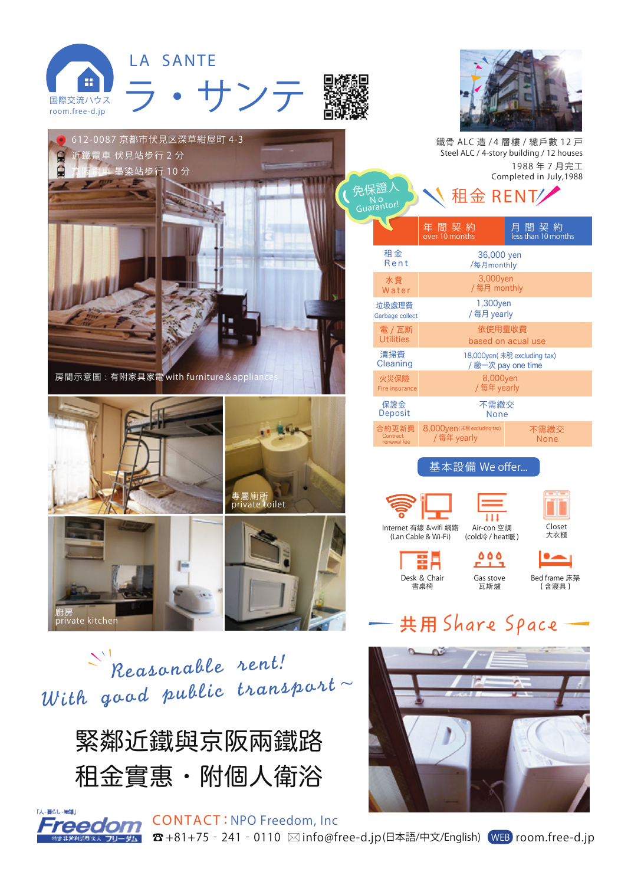# LA SANTE ラ・サンテ

国際交流ハウス
room.free-d.jp

612-0087 京都市伏見区深草紺屋町 4-3
近鐵電車 伏見站步行 2 分
京阪電車 墨染站步行 10 分

鐵骨 ALC 造 / 4 層樓 / 總戶數 12 戶
Steel ALC / 4-story building / 12 houses
1988 年 7 月完工
Completed in July,1988

房間示意圖：有附家具家電 with furniture & appliances

專屬廁所
private toilet

廚房
private kitchen

免保證人
No Guarantor!

## 租金 RENT

| | 年 間 契 約 over 10 months | 月 間 契 約 less than 10 months |
|---|---|---|
| 租金 Rent | 36,000 yen /每月monthly | |
| 水費 Water | 3,000yen / 每月 monthly | |
| 垃圾處理費 Garbage collect | 1,300yen / 每月 yearly | |
| 電 / 瓦斯 Utilities | 依使用量收費 based on acual use | |
| 清掃費 Cleaning | 18,000yen( 未稅 excluding tax) / 繳一次 pay one time | |
| 火災保險 Fire insurance | 8,000yen / 每年 yearly | |
| 保證金 Deposit | 不需繳交 None | |
| 合約更新費 Contract renewal fee | 8,000yen(未稅 excluding tax) / 每年 yearly | 不需繳交 None |

## 基本設備 We offer...

- Internet 有線 &wifi 網路 (Lan Cable & Wi-Fi)
- Air-con 空調 (cold冷 / heat暖)
- Closet 大衣櫃
- Desk & Chair 書桌椅
- Gas stove 瓦斯爐
- Bed frame 床架 (含寢具)

## 共用 Share Space

Reasonable rent!
With good public transport ~

緊鄰近鐵與京阪兩鐵路
租金實惠・附個人衛浴

「人・暮らし・地域」 Freedom 特定非営利活動法人 フリーダム

CONTACT：NPO Freedom, Inc
☎ +81+75 - 241 - 0110 ✉ info@free-d.jp(日本語/中文/English) WEB room.free-d.jp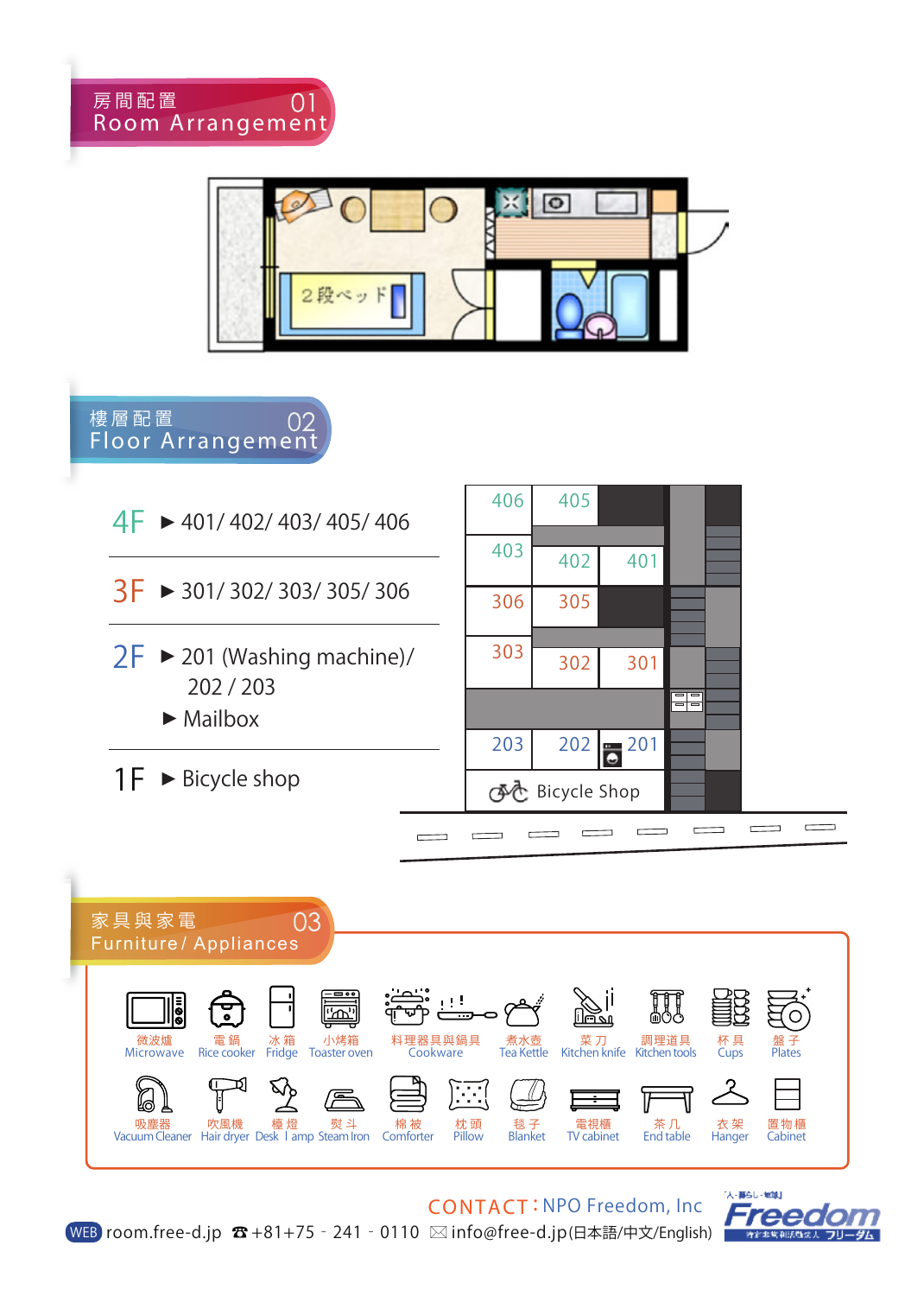## 房間配置 01
## Room Arrangement

2段ベッド

## 樓層配置 02
## Floor Arrangement

4F ► 401/ 402/ 403/ 405/ 406

3F ► 301/ 302/ 303/ 305/ 306

2F ► 201 (Washing machine)/ 202 / 203
► Mailbox

1F ► Bicycle shop

406 405
403 402 401
306 305
303 302 301
203 202 201
Bicycle Shop

## 家具與家電 03
## Furniture / Appliances

微波爐 Microwave
電鍋 Rice cooker
冰箱 Fridge
小烤箱 Toaster oven
料理器具與鍋具 Cookware
煮水壺 Tea Kettle
菜刀 Kitchen knife
調理道具 Kitchen tools
杯具 Cups
盤子 Plates
吸塵器 Vacuum Cleaner
吹風機 Hair dryer
檯燈 Desk lamp
熨斗 Steam Iron
棉被 Comforter
枕頭 Pillow
毯子 Blanket
電視櫃 TV cabinet
茶几 End table
衣架 Hanger
置物櫃 Cabinet

CONTACT：NPO Freedom, Inc

WEB room.free-d.jp ☎ +81+75 - 241 - 0110 ✉ info@free-d.jp(日本語/中文/English)

「人・暮らし・地域」 Freedom 特定非営利活動法人 フリーダム